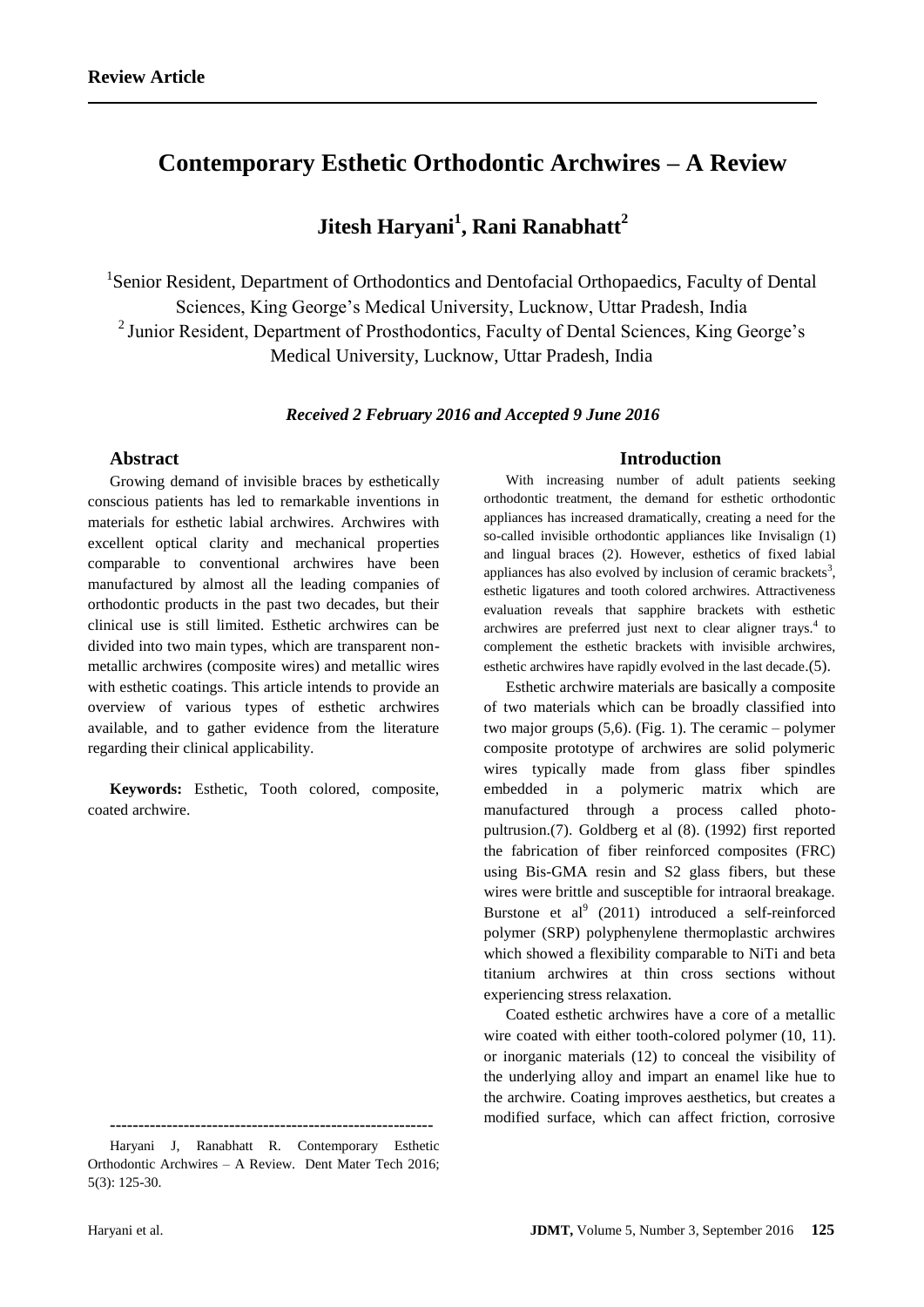**Review Article**

# Contemporary Esthetic Orthodontic Archwires – A Review

## Jitesh Haryani[1], Rani Ranabhatt[2]

[1]Senior Resident, Department of Orthodontics and Dentofacial Orthopaedics, Faculty of Dental Sciences, King George's Medical University, Lucknow, Uttar Pradesh, India
[2] Junior Resident, Department of Prosthodontics, Faculty of Dental Sciences, King George's Medical University, Lucknow, Uttar Pradesh, India

***Received 2 February 2016 and Accepted 9 June 2016***

### Abstract

Growing demand of invisible braces by esthetically conscious patients has led to remarkable inventions in materials for esthetic labial archwires. Archwires with excellent optical clarity and mechanical properties comparable to conventional archwires have been manufactured by almost all the leading companies of orthodontic products in the past two decades, but their clinical use is still limited. Esthetic archwires can be divided into two main types, which are transparent non-metallic archwires (composite wires) and metallic wires with esthetic coatings. This article intends to provide an overview of various types of esthetic archwires available, and to gather evidence from the literature regarding their clinical applicability.

**Keywords:** Esthetic, Tooth colored, composite, coated archwire.

---

Haryani J, Ranabhatt R. Contemporary Esthetic Orthodontic Archwires – A Review. Dent Mater Tech 2016; 5(3): 125-30.

### Introduction

With increasing number of adult patients seeking orthodontic treatment, the demand for esthetic orthodontic appliances has increased dramatically, creating a need for the so-called invisible orthodontic appliances like Invisalign (1) and lingual braces (2). However, esthetics of fixed labial appliances has also evolved by inclusion of ceramic brackets[3], esthetic ligatures and tooth colored archwires. Attractiveness evaluation reveals that sapphire brackets with esthetic archwires are preferred just next to clear aligner trays.[4] to complement the esthetic brackets with invisible archwires, esthetic archwires have rapidly evolved in the last decade.(5).

Esthetic archwire materials are basically a composite of two materials which can be broadly classified into two major groups (5,6). (Fig. 1). The ceramic – polymer composite prototype of archwires are solid polymeric wires typically made from glass fiber spindles embedded in a polymeric matrix which are manufactured through a process called photo-pultrusion.(7). Goldberg et al (8). (1992) first reported the fabrication of fiber reinforced composites (FRC) using Bis-GMA resin and S2 glass fibers, but these wires were brittle and susceptible for intraoral breakage. Burstone et al[9] (2011) introduced a self-reinforced polymer (SRP) polyphenylene thermoplastic archwires which showed a flexibility comparable to NiTi and beta titanium archwires at thin cross sections without experiencing stress relaxation.

Coated esthetic archwires have a core of a metallic wire coated with either tooth-colored polymer (10, 11). or inorganic materials (12) to conceal the visibility of the underlying alloy and impart an enamel like hue to the archwire. Coating improves aesthetics, but creates a modified surface, which can affect friction, corrosive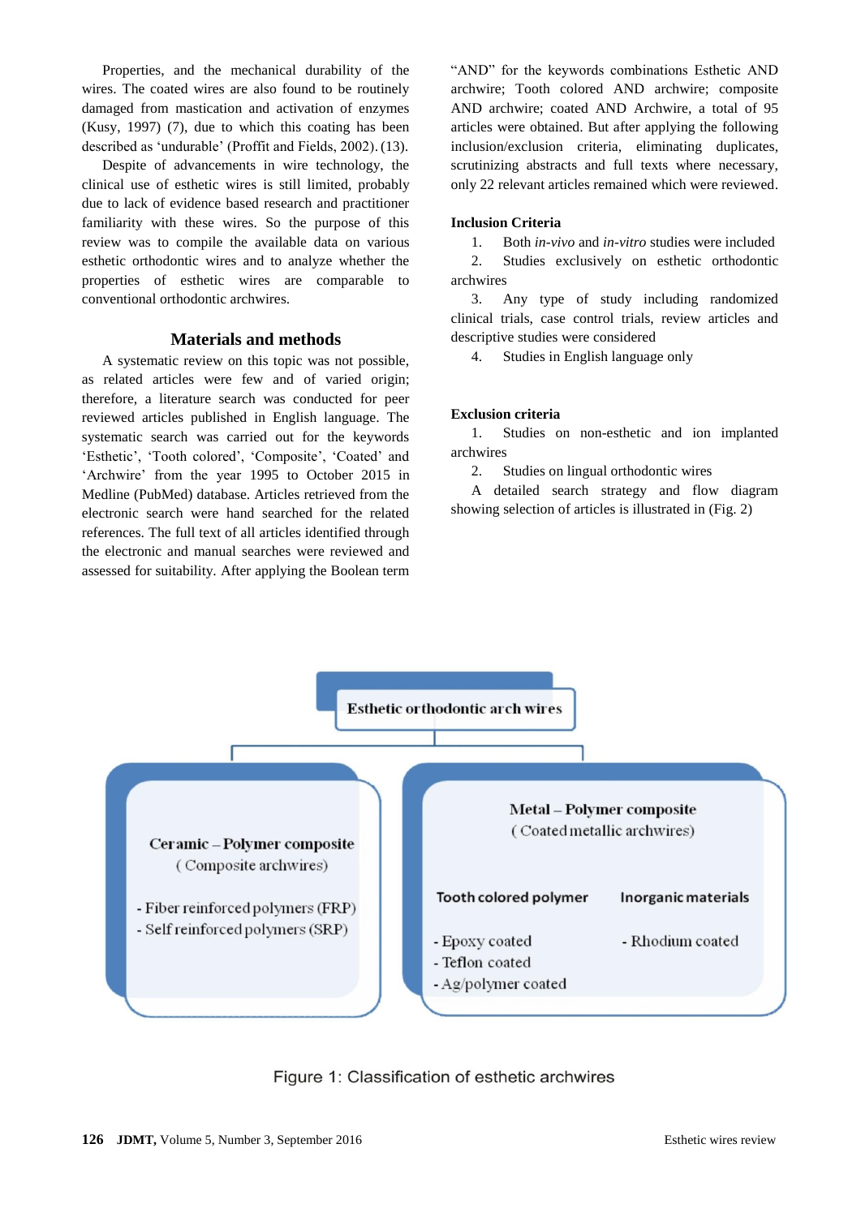Properties, and the mechanical durability of the wires. The coated wires are also found to be routinely damaged from mastication and activation of enzymes (Kusy, 1997) (7), due to which this coating has been described as 'undurable' (Proffit and Fields, 2002). (13).

Despite of advancements in wire technology, the clinical use of esthetic wires is still limited, probably due to lack of evidence based research and practitioner familiarity with these wires. So the purpose of this review was to compile the available data on various esthetic orthodontic wires and to analyze whether the properties of esthetic wires are comparable to conventional orthodontic archwires.

## Materials and methods

A systematic review on this topic was not possible, as related articles were few and of varied origin; therefore, a literature search was conducted for peer reviewed articles published in English language. The systematic search was carried out for the keywords 'Esthetic', 'Tooth colored', 'Composite', 'Coated' and 'Archwire' from the year 1995 to October 2015 in Medline (PubMed) database. Articles retrieved from the electronic search were hand searched for the related references. The full text of all articles identified through the electronic and manual searches were reviewed and assessed for suitability. After applying the Boolean term "AND" for the keywords combinations Esthetic AND archwire; Tooth colored AND archwire; composite AND archwire; coated AND Archwire, a total of 95 articles were obtained. But after applying the following inclusion/exclusion criteria, eliminating duplicates, scrutinizing abstracts and full texts where necessary, only 22 relevant articles remained which were reviewed.

### Inclusion Criteria

1. Both *in-vivo* and *in-vitro* studies were included
2. Studies exclusively on esthetic orthodontic archwires
3. Any type of study including randomized clinical trials, case control trials, review articles and descriptive studies were considered
4. Studies in English language only

### Exclusion criteria

1. Studies on non-esthetic and ion implanted archwires
2. Studies on lingual orthodontic wires

A detailed search strategy and flow diagram showing selection of articles is illustrated in (Fig. 2)

**Esthetic orthodontic arch wires**

- **Ceramic – Polymer composite** (Composite archwires)
  - Fiber reinforced polymers (FRP)
  - Self reinforced polymers (SRP)
- **Metal – Polymer composite** (Coated metallic archwires)
  - **Tooth colored polymer**
    - Epoxy coated
    - Teflon coated
    - Ag/polymer coated
  - **Inorganic materials**
    - Rhodium coated

Figure 1: Classification of esthetic archwires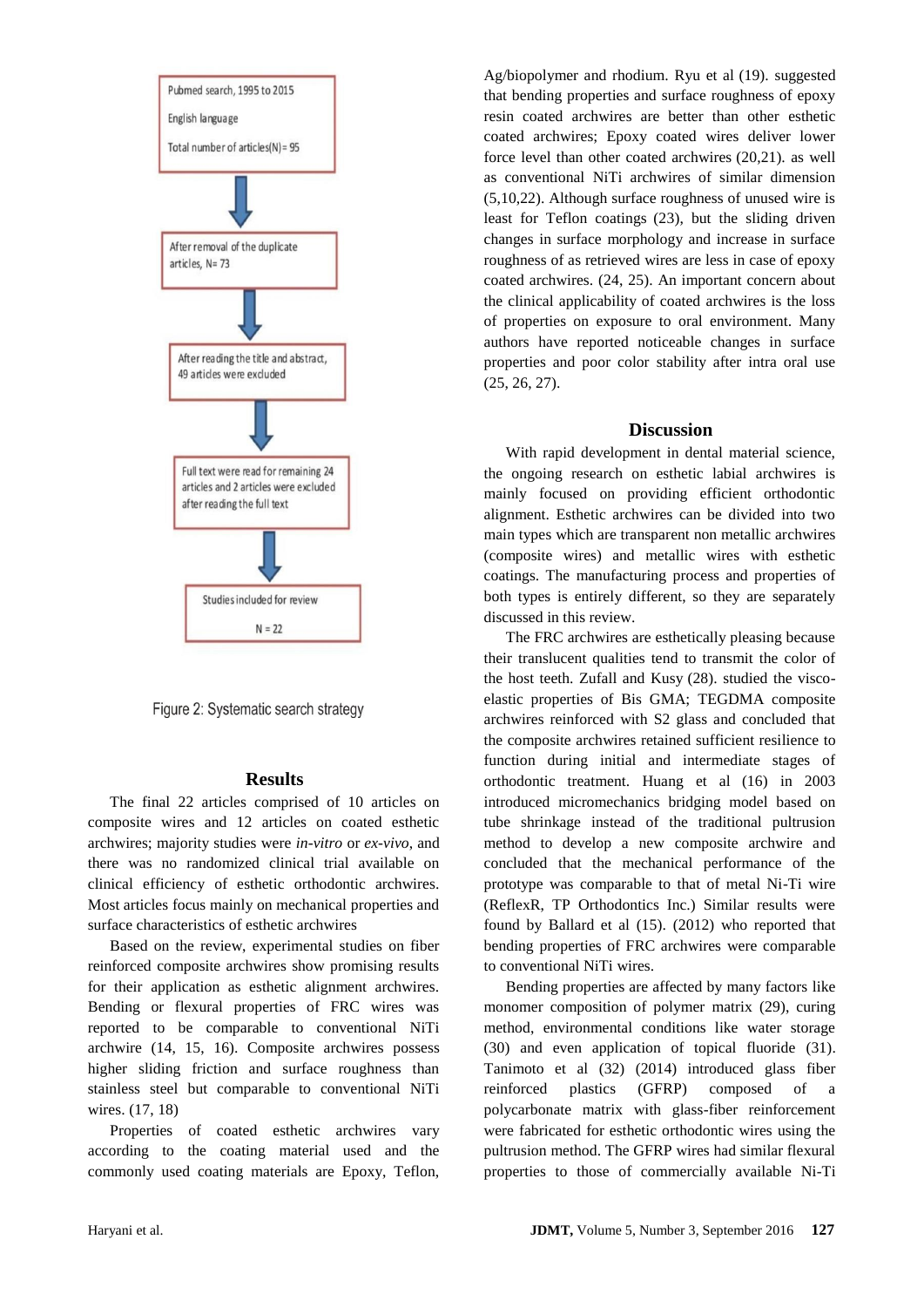Pubmed search, 1995 to 2015

English language

Total number of articles(N) = 95

↓

After removal of the duplicate articles, N= 73

↓

After reading the title and abstract, 49 articles were excluded

↓

Full text were read for remaining 24 articles and 2 articles were excluded after reading the full text

↓

Studies included for review

N = 22

Figure 2: Systematic search strategy

## Results

The final 22 articles comprised of 10 articles on composite wires and 12 articles on coated esthetic archwires; majority studies were *in-vitro* or *ex-vivo*, and there was no randomized clinical trial available on clinical efficiency of esthetic orthodontic archwires. Most articles focus mainly on mechanical properties and surface characteristics of esthetic archwires

Based on the review, experimental studies on fiber reinforced composite archwires show promising results for their application as esthetic alignment archwires. Bending or flexural properties of FRC wires was reported to be comparable to conventional NiTi archwire (14, 15, 16). Composite archwires possess higher sliding friction and surface roughness than stainless steel but comparable to conventional NiTi wires. (17, 18)

Properties of coated esthetic archwires vary according to the coating material used and the commonly used coating materials are Epoxy, Teflon, Ag/biopolymer and rhodium. Ryu et al (19). suggested that bending properties and surface roughness of epoxy resin coated archwires are better than other esthetic coated archwires; Epoxy coated wires deliver lower force level than other coated archwires (20,21). as well as conventional NiTi archwires of similar dimension (5,10,22). Although surface roughness of unused wire is least for Teflon coatings (23), but the sliding driven changes in surface morphology and increase in surface roughness of as retrieved wires are less in case of epoxy coated archwires. (24, 25). An important concern about the clinical applicability of coated archwires is the loss of properties on exposure to oral environment. Many authors have reported noticeable changes in surface properties and poor color stability after intra oral use (25, 26, 27).

## Discussion

With rapid development in dental material science, the ongoing research on esthetic labial archwires is mainly focused on providing efficient orthodontic alignment. Esthetic archwires can be divided into two main types which are transparent non metallic archwires (composite wires) and metallic wires with esthetic coatings. The manufacturing process and properties of both types is entirely different, so they are separately discussed in this review.

The FRC archwires are esthetically pleasing because their translucent qualities tend to transmit the color of the host teeth. Zufall and Kusy (28). studied the visco-elastic properties of Bis GMA; TEGDMA composite archwires reinforced with S2 glass and concluded that the composite archwires retained sufficient resilience to function during initial and intermediate stages of orthodontic treatment. Huang et al (16) in 2003 introduced micromechanics bridging model based on tube shrinkage instead of the traditional pultrusion method to develop a new composite archwire and concluded that the mechanical performance of the prototype was comparable to that of metal Ni-Ti wire (ReflexR, TP Orthodontics Inc.) Similar results were found by Ballard et al (15). (2012) who reported that bending properties of FRC archwires were comparable to conventional NiTi wires.

Bending properties are affected by many factors like monomer composition of polymer matrix (29), curing method, environmental conditions like water storage (30) and even application of topical fluoride (31). Tanimoto et al (32) (2014) introduced glass fiber reinforced plastics (GFRP) composed of a polycarbonate matrix with glass-fiber reinforcement were fabricated for esthetic orthodontic wires using the pultrusion method. The GFRP wires had similar flexural properties to those of commercially available Ni-Ti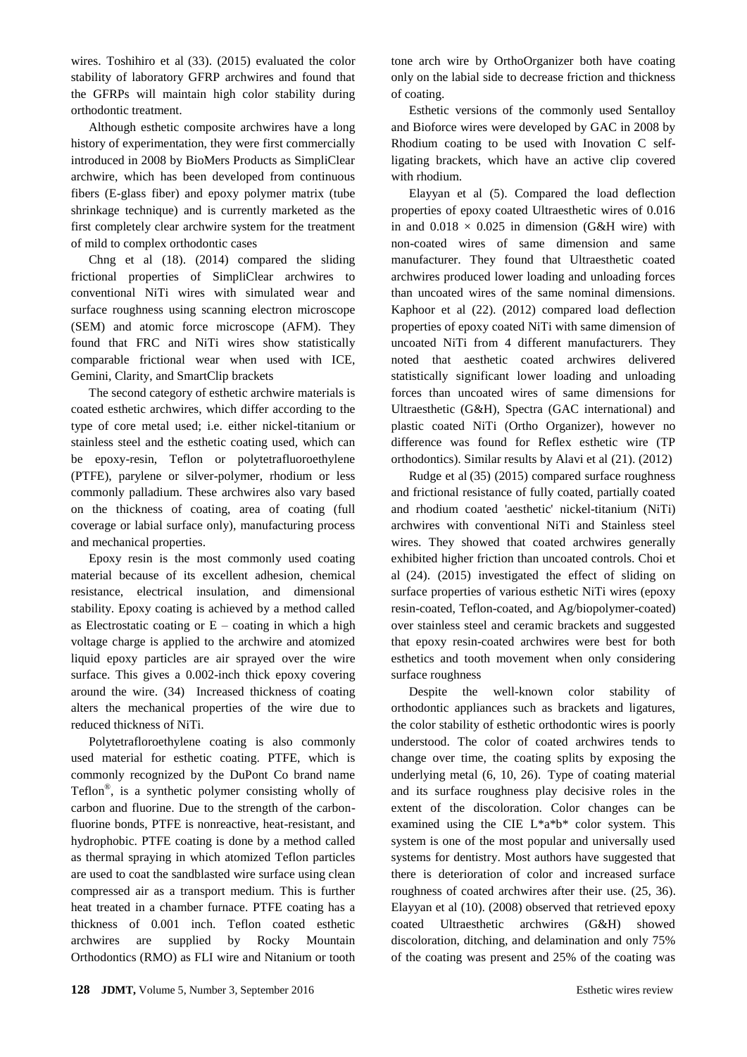wires. Toshihiro et al (33). (2015) evaluated the color stability of laboratory GFRP archwires and found that the GFRPs will maintain high color stability during orthodontic treatment.

Although esthetic composite archwires have a long history of experimentation, they were first commercially introduced in 2008 by BioMers Products as SimpliClear archwire, which has been developed from continuous fibers (E-glass fiber) and epoxy polymer matrix (tube shrinkage technique) and is currently marketed as the first completely clear archwire system for the treatment of mild to complex orthodontic cases

Chng et al (18). (2014) compared the sliding frictional properties of SimpliClear archwires to conventional NiTi wires with simulated wear and surface roughness using scanning electron microscope (SEM) and atomic force microscope (AFM). They found that FRC and NiTi wires show statistically comparable frictional wear when used with ICE, Gemini, Clarity, and SmartClip brackets

The second category of esthetic archwire materials is coated esthetic archwires, which differ according to the type of core metal used; i.e. either nickel-titanium or stainless steel and the esthetic coating used, which can be epoxy-resin, Teflon or polytetrafluoroethylene (PTFE), parylene or silver-polymer, rhodium or less commonly palladium. These archwires also vary based on the thickness of coating, area of coating (full coverage or labial surface only), manufacturing process and mechanical properties.

Epoxy resin is the most commonly used coating material because of its excellent adhesion, chemical resistance, electrical insulation, and dimensional stability. Epoxy coating is achieved by a method called as Electrostatic coating or E – coating in which a high voltage charge is applied to the archwire and atomized liquid epoxy particles are air sprayed over the wire surface. This gives a 0.002-inch thick epoxy covering around the wire. (34) Increased thickness of coating alters the mechanical properties of the wire due to reduced thickness of NiTi.

Polytetrafloroethylene coating is also commonly used material for esthetic coating. PTFE, which is commonly recognized by the DuPont Co brand name Teflon®, is a synthetic polymer consisting wholly of carbon and fluorine. Due to the strength of the carbon-fluorine bonds, PTFE is nonreactive, heat-resistant, and hydrophobic. PTFE coating is done by a method called as thermal spraying in which atomized Teflon particles are used to coat the sandblasted wire surface using clean compressed air as a transport medium. This is further heat treated in a chamber furnace. PTFE coating has a thickness of 0.001 inch. Teflon coated esthetic archwires are supplied by Rocky Mountain Orthodontics (RMO) as FLI wire and Nitanium or tooth tone arch wire by OrthoOrganizer both have coating only on the labial side to decrease friction and thickness of coating.

Esthetic versions of the commonly used Sentalloy and Bioforce wires were developed by GAC in 2008 by Rhodium coating to be used with Inovation C self-ligating brackets, which have an active clip covered with rhodium.

Elayyan et al (5). Compared the load deflection properties of epoxy coated Ultraesthetic wires of 0.016 in and 0.018 × 0.025 in dimension (G&H wire) with non-coated wires of same dimension and same manufacturer. They found that Ultraesthetic coated archwires produced lower loading and unloading forces than uncoated wires of the same nominal dimensions. Kaphoor et al (22). (2012) compared load deflection properties of epoxy coated NiTi with same dimension of uncoated NiTi from 4 different manufacturers. They noted that aesthetic coated archwires delivered statistically significant lower loading and unloading forces than uncoated wires of same dimensions for Ultraesthetic (G&H), Spectra (GAC international) and plastic coated NiTi (Ortho Organizer), however no difference was found for Reflex esthetic wire (TP orthodontics). Similar results by Alavi et al (21). (2012)

Rudge et al (35) (2015) compared surface roughness and frictional resistance of fully coated, partially coated and rhodium coated 'aesthetic' nickel-titanium (NiTi) archwires with conventional NiTi and Stainless steel wires. They showed that coated archwires generally exhibited higher friction than uncoated controls. Choi et al (24). (2015) investigated the effect of sliding on surface properties of various esthetic NiTi wires (epoxy resin-coated, Teflon-coated, and Ag/biopolymer-coated) over stainless steel and ceramic brackets and suggested that epoxy resin-coated archwires were best for both esthetics and tooth movement when only considering surface roughness

Despite the well-known color stability of orthodontic appliances such as brackets and ligatures, the color stability of esthetic orthodontic wires is poorly understood. The color of coated archwires tends to change over time, the coating splits by exposing the underlying metal (6, 10, 26). Type of coating material and its surface roughness play decisive roles in the extent of the discoloration. Color changes can be examined using the CIE L*a*b* color system. This system is one of the most popular and universally used systems for dentistry. Most authors have suggested that there is deterioration of color and increased surface roughness of coated archwires after their use. (25, 36). Elayyan et al (10). (2008) observed that retrieved epoxy coated Ultraesthetic archwires (G&H) showed discoloration, ditching, and delamination and only 75% of the coating was present and 25% of the coating was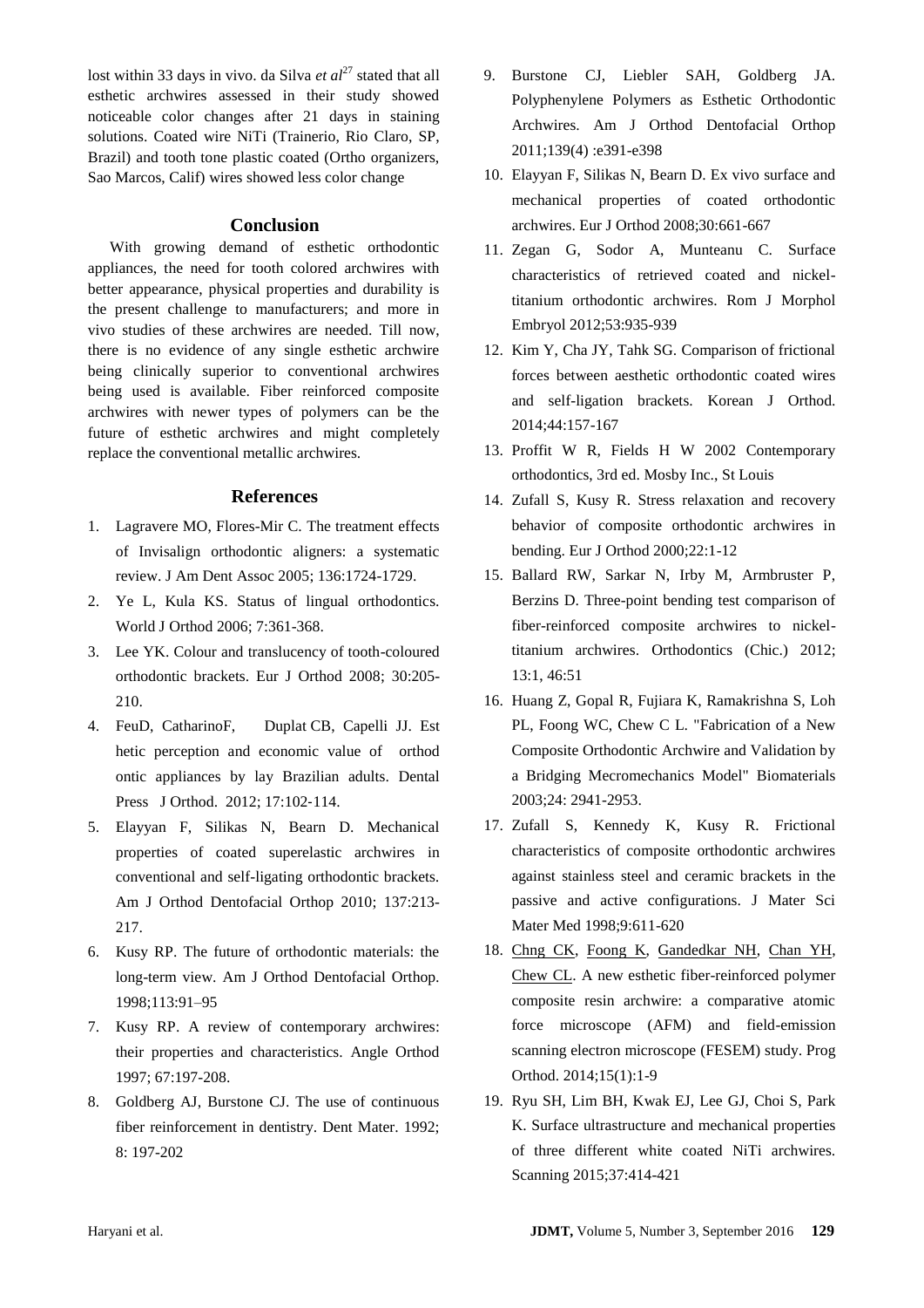lost within 33 days in vivo. da Silva *et al*[27] stated that all esthetic archwires assessed in their study showed noticeable color changes after 21 days in staining solutions. Coated wire NiTi (Trainerio, Rio Claro, SP, Brazil) and tooth tone plastic coated (Ortho organizers, Sao Marcos, Calif) wires showed less color change

## Conclusion

With growing demand of esthetic orthodontic appliances, the need for tooth colored archwires with better appearance, physical properties and durability is the present challenge to manufacturers; and more in vivo studies of these archwires are needed. Till now, there is no evidence of any single esthetic archwire being clinically superior to conventional archwires being used is available. Fiber reinforced composite archwires with newer types of polymers can be the future of esthetic archwires and might completely replace the conventional metallic archwires.

## References

1. Lagravere MO, Flores-Mir C. The treatment effects of Invisalign orthodontic aligners: a systematic review. J Am Dent Assoc 2005; 136:1724-1729.
2. Ye L, Kula KS. Status of lingual orthodontics. World J Orthod 2006; 7:361-368.
3. Lee YK. Colour and translucency of tooth-coloured orthodontic brackets. Eur J Orthod 2008; 30:205-210.
4. FeuD, CatharinoF, Duplat CB, Capelli JJ. Est hetic perception and economic value of orthod ontic appliances by lay Brazilian adults. Dental Press J Orthod. 2012; 17:102-114.
5. Elayyan F, Silikas N, Bearn D. Mechanical properties of coated superelastic archwires in conventional and self-ligating orthodontic brackets. Am J Orthod Dentofacial Orthop 2010; 137:213-217.
6. Kusy RP. The future of orthodontic materials: the long-term view. Am J Orthod Dentofacial Orthop. 1998;113:91–95
7. Kusy RP. A review of contemporary archwires: their properties and characteristics. Angle Orthod 1997; 67:197-208.
8. Goldberg AJ, Burstone CJ. The use of continuous fiber reinforcement in dentistry. Dent Mater. 1992; 8: 197-202
9. Burstone CJ, Liebler SAH, Goldberg JA. Polyphenylene Polymers as Esthetic Orthodontic Archwires. Am J Orthod Dentofacial Orthop 2011;139(4) :e391-e398
10. Elayyan F, Silikas N, Bearn D. Ex vivo surface and mechanical properties of coated orthodontic archwires. Eur J Orthod 2008;30:661-667
11. Zegan G, Sodor A, Munteanu C. Surface characteristics of retrieved coated and nickel-titanium orthodontic archwires. Rom J Morphol Embryol 2012;53:935-939
12. Kim Y, Cha JY, Tahk SG. Comparison of frictional forces between aesthetic orthodontic coated wires and self-ligation brackets. Korean J Orthod. 2014;44:157-167
13. Proffit W R, Fields H W 2002 Contemporary orthodontics, 3rd ed. Mosby Inc., St Louis
14. Zufall S, Kusy R. Stress relaxation and recovery behavior of composite orthodontic archwires in bending. Eur J Orthod 2000;22:1-12
15. Ballard RW, Sarkar N, Irby M, Armbruster P, Berzins D. Three-point bending test comparison of fiber-reinforced composite archwires to nickel-titanium archwires. Orthodontics (Chic.) 2012; 13:1, 46:51
16. Huang Z, Gopal R, Fujiara K, Ramakrishna S, Loh PL, Foong WC, Chew C L. "Fabrication of a New Composite Orthodontic Archwire and Validation by a Bridging Mecromechanics Model" Biomaterials 2003;24: 2941-2953.
17. Zufall S, Kennedy K, Kusy R. Frictional characteristics of composite orthodontic archwires against stainless steel and ceramic brackets in the passive and active configurations. J Mater Sci Mater Med 1998;9:611-620
18. Chng CK, Foong K, Gandedkar NH, Chan YH, Chew CL. A new esthetic fiber-reinforced polymer composite resin archwire: a comparative atomic force microscope (AFM) and field-emission scanning electron microscope (FESEM) study. Prog Orthod. 2014;15(1):1-9
19. Ryu SH, Lim BH, Kwak EJ, Lee GJ, Choi S, Park K. Surface ultrastructure and mechanical properties of three different white coated NiTi archwires. Scanning 2015;37:414-421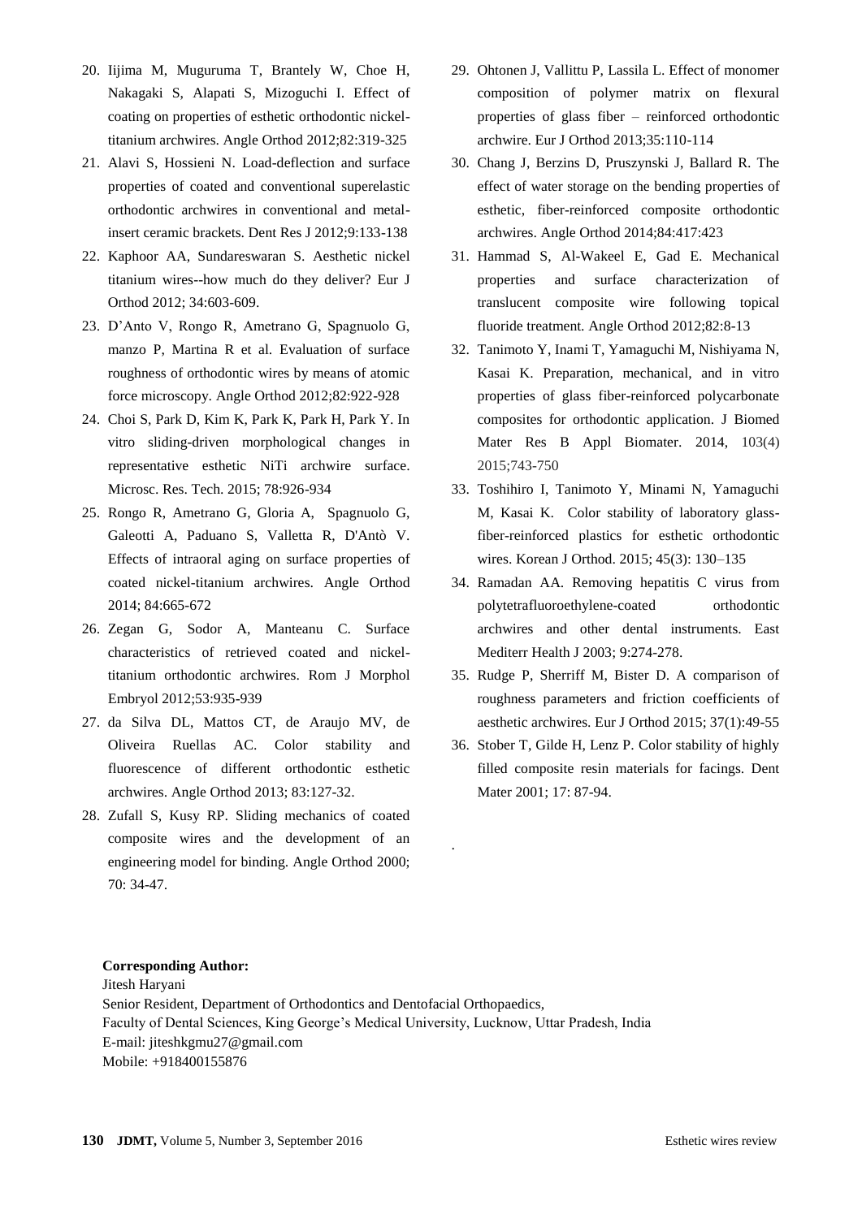20. Iijima M, Muguruma T, Brantely W, Choe H, Nakagaki S, Alapati S, Mizoguchi I. Effect of coating on properties of esthetic orthodontic nickel-titanium archwires. Angle Orthod 2012;82:319-325
21. Alavi S, Hossieni N. Load-deflection and surface properties of coated and conventional superelastic orthodontic archwires in conventional and metal-insert ceramic brackets. Dent Res J 2012;9:133-138
22. Kaphoor AA, Sundareswaran S. Aesthetic nickel titanium wires--how much do they deliver? Eur J Orthod 2012; 34:603-609.
23. D'Anto V, Rongo R, Ametrano G, Spagnuolo G, manzo P, Martina R et al. Evaluation of surface roughness of orthodontic wires by means of atomic force microscopy. Angle Orthod 2012;82:922-928
24. Choi S, Park D, Kim K, Park K, Park H, Park Y. In vitro sliding-driven morphological changes in representative esthetic NiTi archwire surface. Microsc. Res. Tech. 2015; 78:926-934
25. Rongo R, Ametrano G, Gloria A, Spagnuolo G, Galeotti A, Paduano S, Valletta R, D'Antò V. Effects of intraoral aging on surface properties of coated nickel-titanium archwires. Angle Orthod 2014; 84:665-672
26. Zegan G, Sodor A, Manteanu C. Surface characteristics of retrieved coated and nickel-titanium orthodontic archwires. Rom J Morphol Embryol 2012;53:935-939
27. da Silva DL, Mattos CT, de Araujo MV, de Oliveira Ruellas AC. Color stability and fluorescence of different orthodontic esthetic archwires. Angle Orthod 2013; 83:127-32.
28. Zufall S, Kusy RP. Sliding mechanics of coated composite wires and the development of an engineering model for binding. Angle Orthod 2000; 70: 34-47.
29. Ohtonen J, Vallittu P, Lassila L. Effect of monomer composition of polymer matrix on flexural properties of glass fiber – reinforced orthodontic archwire. Eur J Orthod 2013;35:110-114
30. Chang J, Berzins D, Pruszynski J, Ballard R. The effect of water storage on the bending properties of esthetic, fiber-reinforced composite orthodontic archwires. Angle Orthod 2014;84:417:423
31. Hammad S, Al-Wakeel E, Gad E. Mechanical properties and surface characterization of translucent composite wire following topical fluoride treatment. Angle Orthod 2012;82:8-13
32. Tanimoto Y, Inami T, Yamaguchi M, Nishiyama N, Kasai K. Preparation, mechanical, and in vitro properties of glass fiber-reinforced polycarbonate composites for orthodontic application. J Biomed Mater Res B Appl Biomater. 2014, 103(4) 2015;743-750
33. Toshihiro I, Tanimoto Y, Minami N, Yamaguchi M, Kasai K. Color stability of laboratory glass-fiber-reinforced plastics for esthetic orthodontic wires. Korean J Orthod. 2015; 45(3): 130–135
34. Ramadan AA. Removing hepatitis C virus from polytetrafluoroethylene-coated orthodontic archwires and other dental instruments. East Mediterr Health J 2003; 9:274-278.
35. Rudge P, Sherriff M, Bister D. A comparison of roughness parameters and friction coefficients of aesthetic archwires. Eur J Orthod 2015; 37(1):49-55
36. Stober T, Gilde H, Lenz P. Color stability of highly filled composite resin materials for facings. Dent Mater 2001; 17: 87-94.

**Corresponding Author:**
Jitesh Haryani
Senior Resident, Department of Orthodontics and Dentofacial Orthopaedics,
Faculty of Dental Sciences, King George's Medical University, Lucknow, Uttar Pradesh, India
E-mail: jiteshkgmu27@gmail.com
Mobile: +918400155876